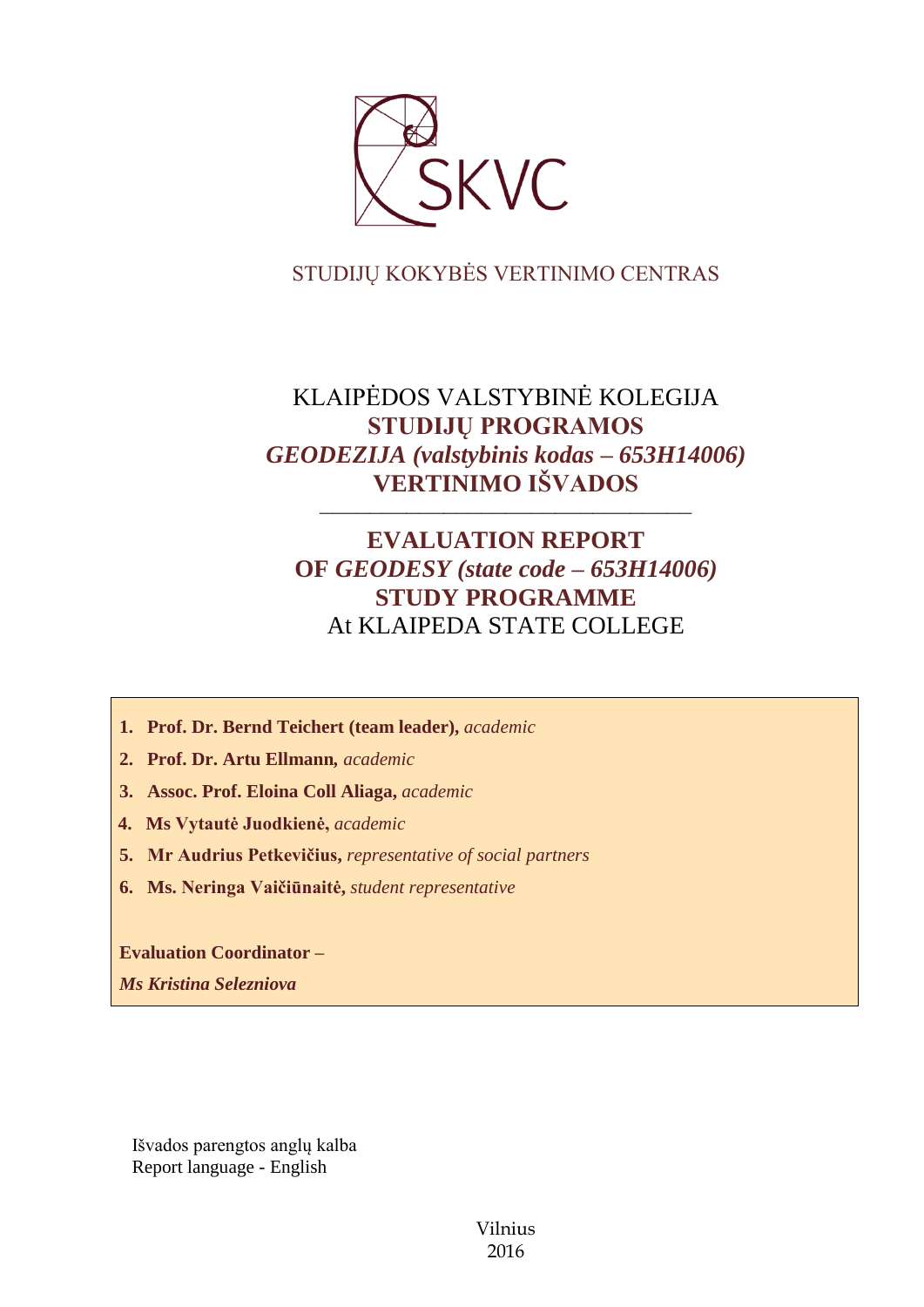SKVC

STUDIJŲ KOKYBĖS VERTINIMO CENTRAS

# KLAIPĖDOS VALSTYBINĖ KOLEGIJA
# **STUDIJŲ PROGRAMOS**
# ***GEODEZIJA (valstybinis kodas – 653H14006)***
# **VERTINIMO IŠVADOS**

---

# **EVALUATION REPORT**
# **OF *GEODESY (state code – 653H14006)***
# **STUDY PROGRAMME**
# At KLAIPEDA STATE COLLEGE

1. **Prof. Dr. Bernd Teichert (team leader),** *academic*
2. **Prof. Dr. Artu Ellmann***, academic*
3. **Assoc. Prof. Eloina Coll Aliaga,** *academic*
4. **Ms Vytautė Juodkienė,** *academic*
5. **Mr Audrius Petkevičius,** *representative of social partners*
6. **Ms. Neringa Vaičiūnaitė,** *student representative*

**Evaluation Coordinator –**

***Ms Kristina Selezniova***

Išvados parengtos anglų kalba
Report language - English

Vilnius
2016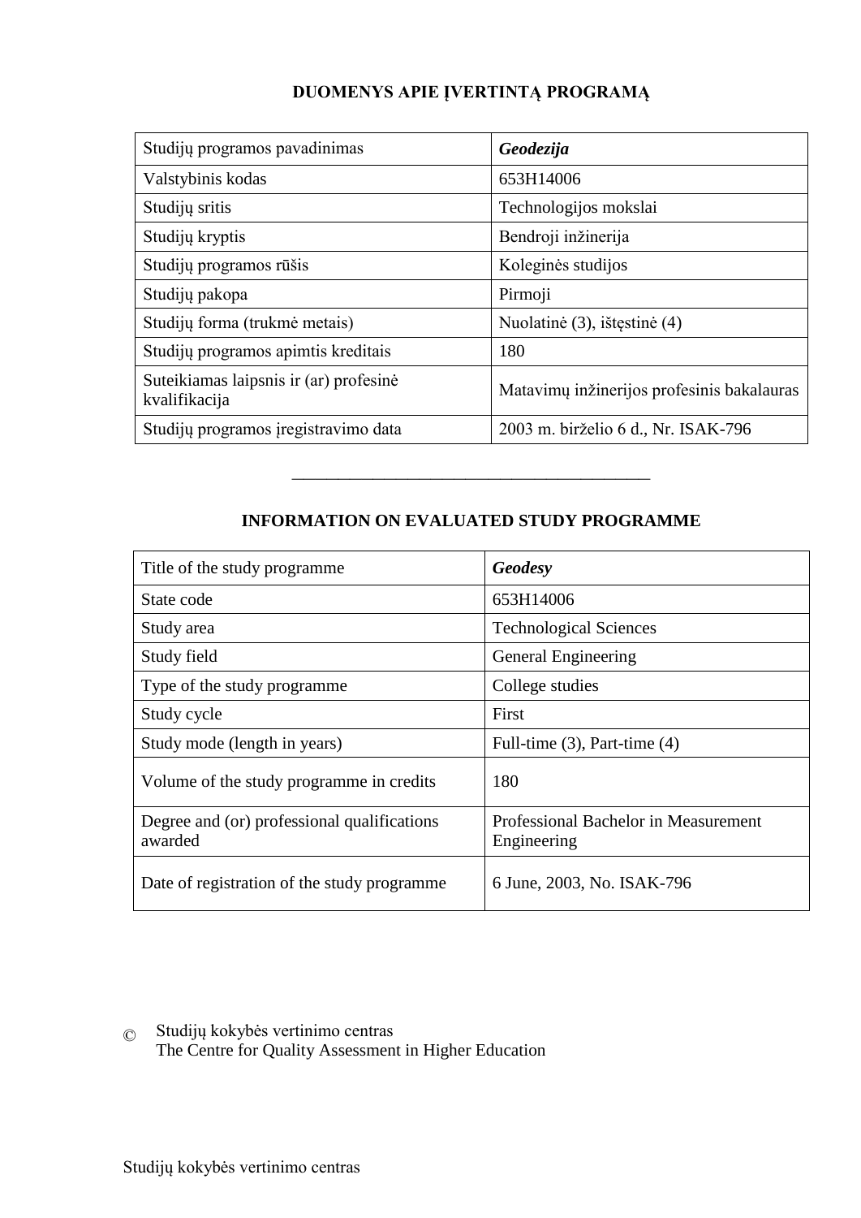**DUOMENYS APIE ĮVERTINTĄ PROGRAMĄ**

| Studijų programos pavadinimas | ***Geodezija*** |
|---|---|
| Valstybinis kodas | 653H14006 |
| Studijų sritis | Technologijos mokslai |
| Studijų kryptis | Bendroji inžinerija |
| Studijų programos rūšis | Koleginės studijos |
| Studijų pakopa | Pirmoji |
| Studijų forma (trukmė metais) | Nuolatinė (3), ištęstinė (4) |
| Studijų programos apimtis kreditais | 180 |
| Suteikiamas laipsnis ir (ar) profesinė kvalifikacija | Matavimų inžinerijos profesinis bakalauras |
| Studijų programos įregistravimo data | 2003 m. birželio 6 d., Nr. ISAK-796 |

---

**INFORMATION ON EVALUATED STUDY PROGRAMME**

| Title of the study programme | ***Geodesy*** |
|---|---|
| State code | 653H14006 |
| Study area | Technological Sciences |
| Study field | General Engineering |
| Type of the study programme | College studies |
| Study cycle | First |
| Study mode (length in years) | Full-time (3), Part-time (4) |
| Volume of the study programme in credits | 180 |
| Degree and (or) professional qualifications awarded | Professional Bachelor in Measurement Engineering |
| Date of registration of the study programme | 6 June, 2003, No. ISAK-796 |

© Studijų kokybės vertinimo centras
The Centre for Quality Assessment in Higher Education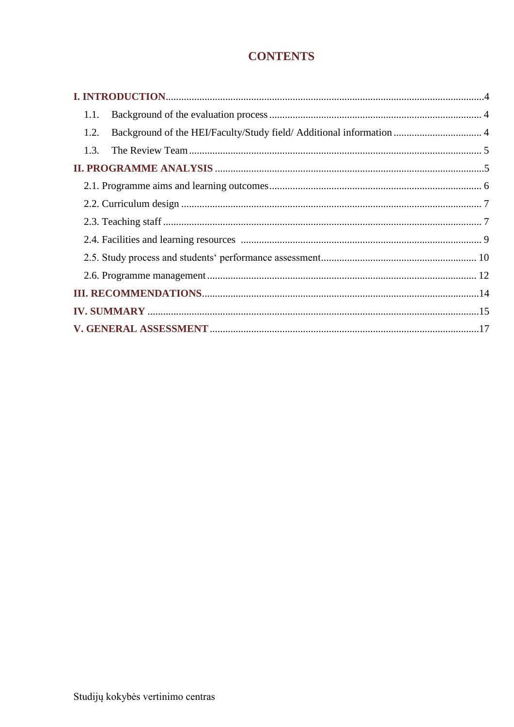# CONTENTS

**I. INTRODUCTION** ... 4

1.1. Background of the evaluation process ... 4

1.2. Background of the HEI/Faculty/Study field/ Additional information ... 4

1.3. The Review Team ... 5

**II. PROGRAMME ANALYSIS** ... 5

2.1. Programme aims and learning outcomes ... 6

2.2. Curriculum design ... 7

2.3. Teaching staff ... 7

2.4. Facilities and learning resources ... 9

2.5. Study process and students‘ performance assessment ... 10

2.6. Programme management ... 12

**III. RECOMMENDATIONS** ... 14

**IV. SUMMARY** ... 15

**V. GENERAL ASSESSMENT** ... 17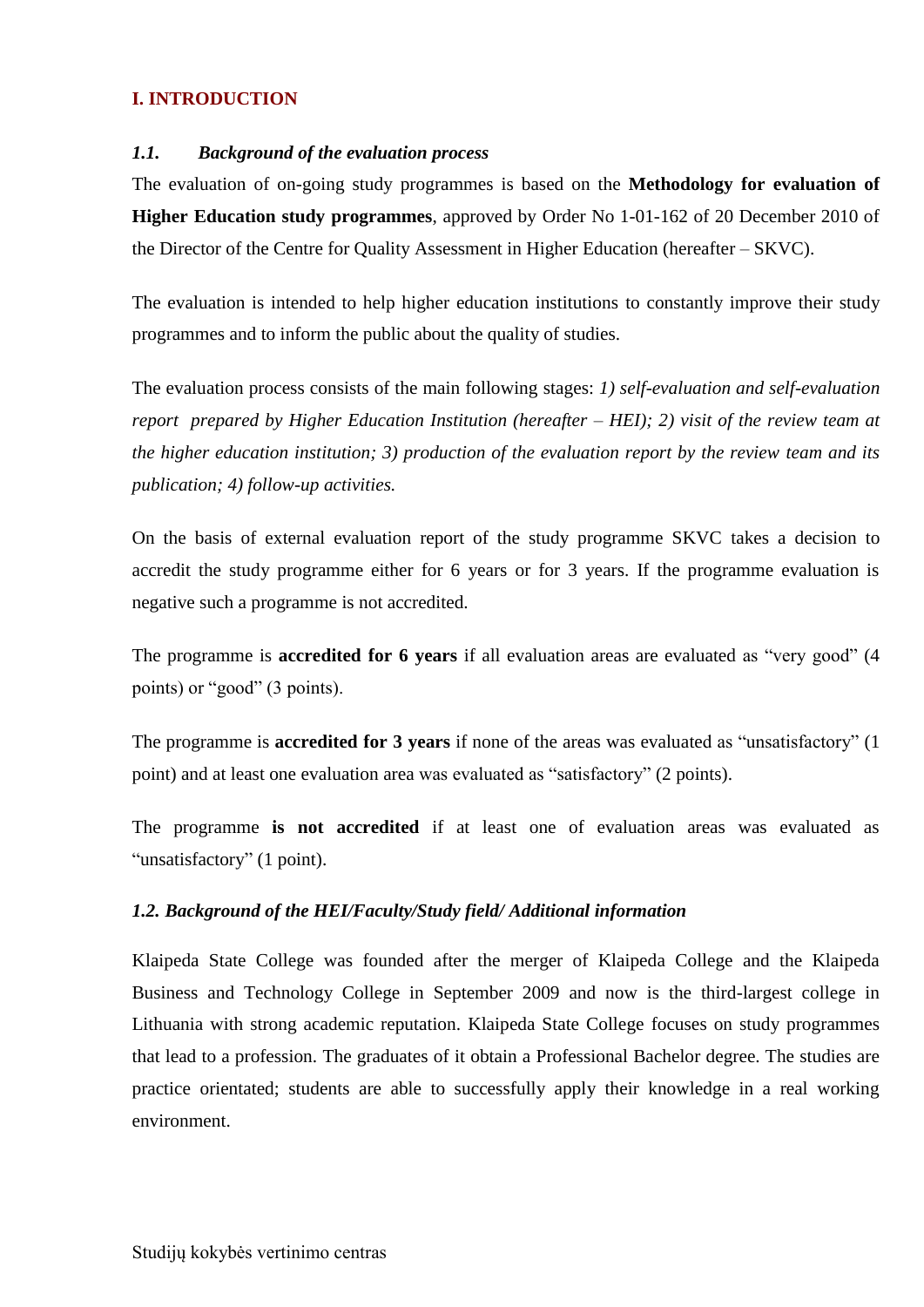## I. INTRODUCTION

### *1.1. Background of the evaluation process*

The evaluation of on-going study programmes is based on the **Methodology for evaluation of Higher Education study programmes**, approved by Order No 1-01-162 of 20 December 2010 of the Director of the Centre for Quality Assessment in Higher Education (hereafter – SKVC).

The evaluation is intended to help higher education institutions to constantly improve their study programmes and to inform the public about the quality of studies.

The evaluation process consists of the main following stages: *1) self-evaluation and self-evaluation report prepared by Higher Education Institution (hereafter – HEI); 2) visit of the review team at the higher education institution; 3) production of the evaluation report by the review team and its publication; 4) follow-up activities.*

On the basis of external evaluation report of the study programme SKVC takes a decision to accredit the study programme either for 6 years or for 3 years. If the programme evaluation is negative such a programme is not accredited.

The programme is **accredited for 6 years** if all evaluation areas are evaluated as "very good" (4 points) or "good" (3 points).

The programme is **accredited for 3 years** if none of the areas was evaluated as "unsatisfactory" (1 point) and at least one evaluation area was evaluated as "satisfactory" (2 points).

The programme **is not accredited** if at least one of evaluation areas was evaluated as "unsatisfactory" (1 point).

### *1.2. Background of the HEI/Faculty/Study field/ Additional information*

Klaipeda State College was founded after the merger of Klaipeda College and the Klaipeda Business and Technology College in September 2009 and now is the third-largest college in Lithuania with strong academic reputation. Klaipeda State College focuses on study programmes that lead to a profession. The graduates of it obtain a Professional Bachelor degree. The studies are practice orientated; students are able to successfully apply their knowledge in a real working environment.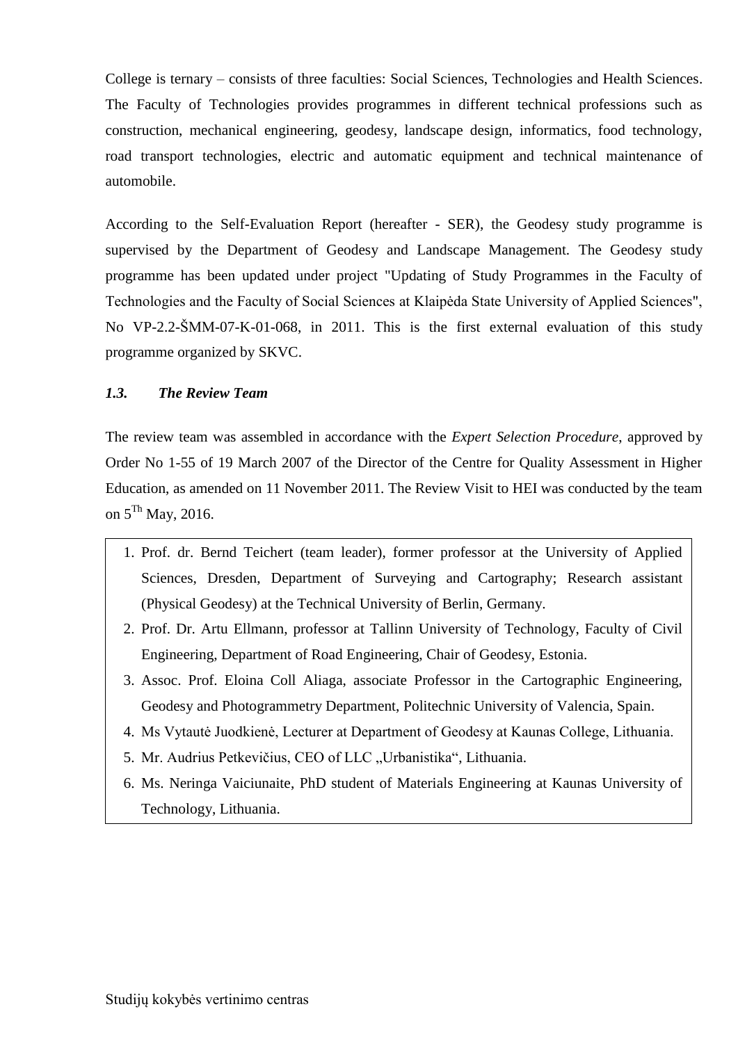College is ternary – consists of three faculties: Social Sciences, Technologies and Health Sciences. The Faculty of Technologies provides programmes in different technical professions such as construction, mechanical engineering, geodesy, landscape design, informatics, food technology, road transport technologies, electric and automatic equipment and technical maintenance of automobile.

According to the Self-Evaluation Report (hereafter - SER), the Geodesy study programme is supervised by the Department of Geodesy and Landscape Management. The Geodesy study programme has been updated under project "Updating of Study Programmes in the Faculty of Technologies and the Faculty of Social Sciences at Klaipėda State University of Applied Sciences", No VP-2.2-ŠMM-07-K-01-068, in 2011. This is the first external evaluation of this study programme organized by SKVC.

### *1.3. The Review Team*

The review team was assembled in accordance with the *Expert Selection Procedure*, approved by Order No 1-55 of 19 March 2007 of the Director of the Centre for Quality Assessment in Higher Education, as amended on 11 November 2011. The Review Visit to HEI was conducted by the team on 5[Th] May, 2016.

1. Prof. dr. Bernd Teichert (team leader), former professor at the University of Applied Sciences, Dresden, Department of Surveying and Cartography; Research assistant (Physical Geodesy) at the Technical University of Berlin, Germany.
2. Prof. Dr. Artu Ellmann, professor at Tallinn University of Technology, Faculty of Civil Engineering, Department of Road Engineering, Chair of Geodesy, Estonia.
3. Assoc. Prof. Eloina Coll Aliaga, associate Professor in the Cartographic Engineering, Geodesy and Photogrammetry Department, Politechnic University of Valencia, Spain.
4. Ms Vytautė Juodkienė, Lecturer at Department of Geodesy at Kaunas College, Lithuania.
5. Mr. Audrius Petkevičius, CEO of LLC „Urbanistika“, Lithuania.
6. Ms. Neringa Vaiciunaite, PhD student of Materials Engineering at Kaunas University of Technology, Lithuania.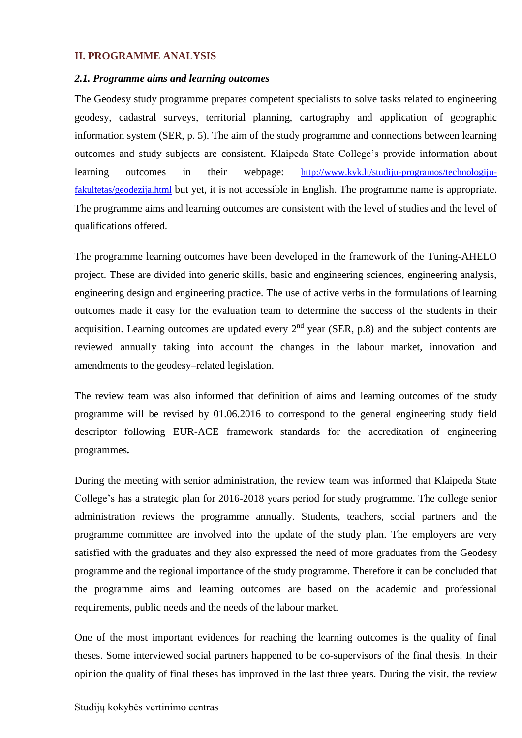## II. PROGRAMME ANALYSIS

### *2.1. Programme aims and learning outcomes*

The Geodesy study programme prepares competent specialists to solve tasks related to engineering geodesy, cadastral surveys, territorial planning, cartography and application of geographic information system (SER, p. 5). The aim of the study programme and connections between learning outcomes and study subjects are consistent. Klaipeda State College's provide information about learning outcomes in their webpage: http://www.kvk.lt/studiju-programos/technologiju-fakultetas/geodezija.html but yet, it is not accessible in English. The programme name is appropriate. The programme aims and learning outcomes are consistent with the level of studies and the level of qualifications offered.

The programme learning outcomes have been developed in the framework of the Tuning-AHELO project. These are divided into generic skills, basic and engineering sciences, engineering analysis, engineering design and engineering practice. The use of active verbs in the formulations of learning outcomes made it easy for the evaluation team to determine the success of the students in their acquisition. Learning outcomes are updated every 2nd year (SER, p.8) and the subject contents are reviewed annually taking into account the changes in the labour market, innovation and amendments to the geodesy–related legislation.

The review team was also informed that definition of aims and learning outcomes of the study programme will be revised by 01.06.2016 to correspond to the general engineering study field descriptor following EUR-ACE framework standards for the accreditation of engineering programmes**.**

During the meeting with senior administration, the review team was informed that Klaipeda State College's has a strategic plan for 2016-2018 years period for study programme. The college senior administration reviews the programme annually. Students, teachers, social partners and the programme committee are involved into the update of the study plan. The employers are very satisfied with the graduates and they also expressed the need of more graduates from the Geodesy programme and the regional importance of the study programme. Therefore it can be concluded that the programme aims and learning outcomes are based on the academic and professional requirements, public needs and the needs of the labour market.

One of the most important evidences for reaching the learning outcomes is the quality of final theses. Some interviewed social partners happened to be co-supervisors of the final thesis. In their opinion the quality of final theses has improved in the last three years. During the visit, the review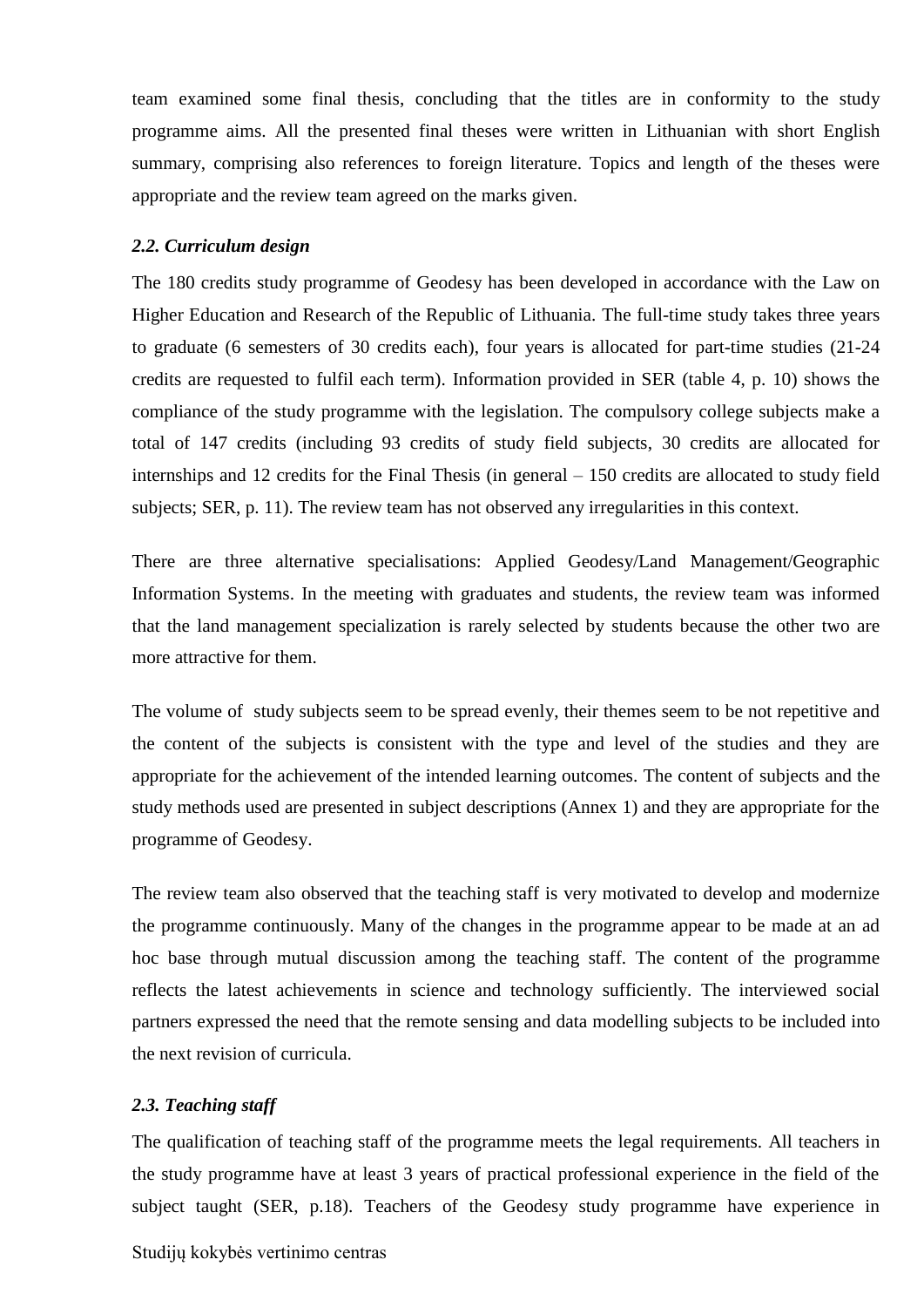team examined some final thesis, concluding that the titles are in conformity to the study programme aims. All the presented final theses were written in Lithuanian with short English summary, comprising also references to foreign literature. Topics and length of the theses were appropriate and the review team agreed on the marks given.

### *2.2. Curriculum design*

The 180 credits study programme of Geodesy has been developed in accordance with the Law on Higher Education and Research of the Republic of Lithuania. The full-time study takes three years to graduate (6 semesters of 30 credits each), four years is allocated for part-time studies (21-24 credits are requested to fulfil each term). Information provided in SER (table 4, p. 10) shows the compliance of the study programme with the legislation. The compulsory college subjects make a total of 147 credits (including 93 credits of study field subjects, 30 credits are allocated for internships and 12 credits for the Final Thesis (in general – 150 credits are allocated to study field subjects; SER, p. 11). The review team has not observed any irregularities in this context.

There are three alternative specialisations: Applied Geodesy/Land Management/Geographic Information Systems. In the meeting with graduates and students, the review team was informed that the land management specialization is rarely selected by students because the other two are more attractive for them.

The volume of study subjects seem to be spread evenly, their themes seem to be not repetitive and the content of the subjects is consistent with the type and level of the studies and they are appropriate for the achievement of the intended learning outcomes. The content of subjects and the study methods used are presented in subject descriptions (Annex 1) and they are appropriate for the programme of Geodesy.

The review team also observed that the teaching staff is very motivated to develop and modernize the programme continuously. Many of the changes in the programme appear to be made at an ad hoc base through mutual discussion among the teaching staff. The content of the programme reflects the latest achievements in science and technology sufficiently. The interviewed social partners expressed the need that the remote sensing and data modelling subjects to be included into the next revision of curricula.

### *2.3. Teaching staff*

The qualification of teaching staff of the programme meets the legal requirements. All teachers in the study programme have at least 3 years of practical professional experience in the field of the subject taught (SER, p.18). Teachers of the Geodesy study programme have experience in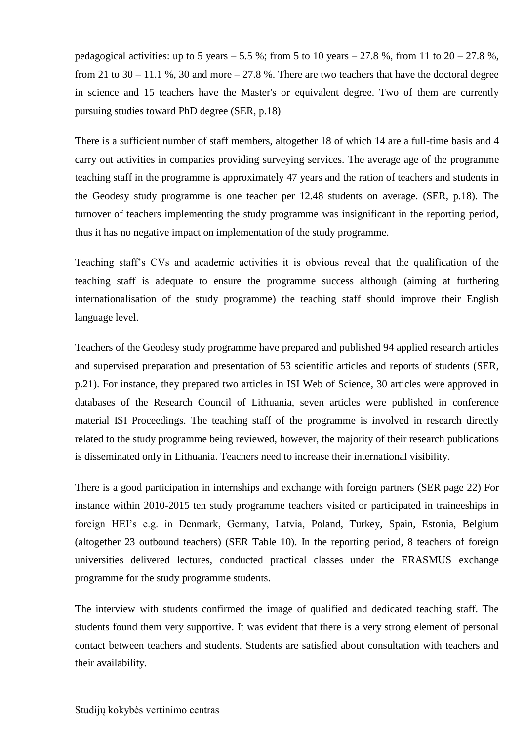pedagogical activities: up to 5 years – 5.5 %; from 5 to 10 years – 27.8 %, from 11 to 20 – 27.8 %, from 21 to 30 – 11.1 %, 30 and more – 27.8 %. There are two teachers that have the doctoral degree in science and 15 teachers have the Master's or equivalent degree. Two of them are currently pursuing studies toward PhD degree (SER, p.18)

There is a sufficient number of staff members, altogether 18 of which 14 are a full-time basis and 4 carry out activities in companies providing surveying services. The average age of the programme teaching staff in the programme is approximately 47 years and the ration of teachers and students in the Geodesy study programme is one teacher per 12.48 students on average. (SER, p.18). The turnover of teachers implementing the study programme was insignificant in the reporting period, thus it has no negative impact on implementation of the study programme.

Teaching staff's CVs and academic activities it is obvious reveal that the qualification of the teaching staff is adequate to ensure the programme success although (aiming at furthering internationalisation of the study programme) the teaching staff should improve their English language level.

Teachers of the Geodesy study programme have prepared and published 94 applied research articles and supervised preparation and presentation of 53 scientific articles and reports of students (SER, p.21). For instance, they prepared two articles in ISI Web of Science, 30 articles were approved in databases of the Research Council of Lithuania, seven articles were published in conference material ISI Proceedings. The teaching staff of the programme is involved in research directly related to the study programme being reviewed, however, the majority of their research publications is disseminated only in Lithuania. Teachers need to increase their international visibility.

There is a good participation in internships and exchange with foreign partners (SER page 22) For instance within 2010-2015 ten study programme teachers visited or participated in traineeships in foreign HEI's e.g. in Denmark, Germany, Latvia, Poland, Turkey, Spain, Estonia, Belgium (altogether 23 outbound teachers) (SER Table 10). In the reporting period, 8 teachers of foreign universities delivered lectures, conducted practical classes under the ERASMUS exchange programme for the study programme students.

The interview with students confirmed the image of qualified and dedicated teaching staff. The students found them very supportive. It was evident that there is a very strong element of personal contact between teachers and students. Students are satisfied about consultation with teachers and their availability.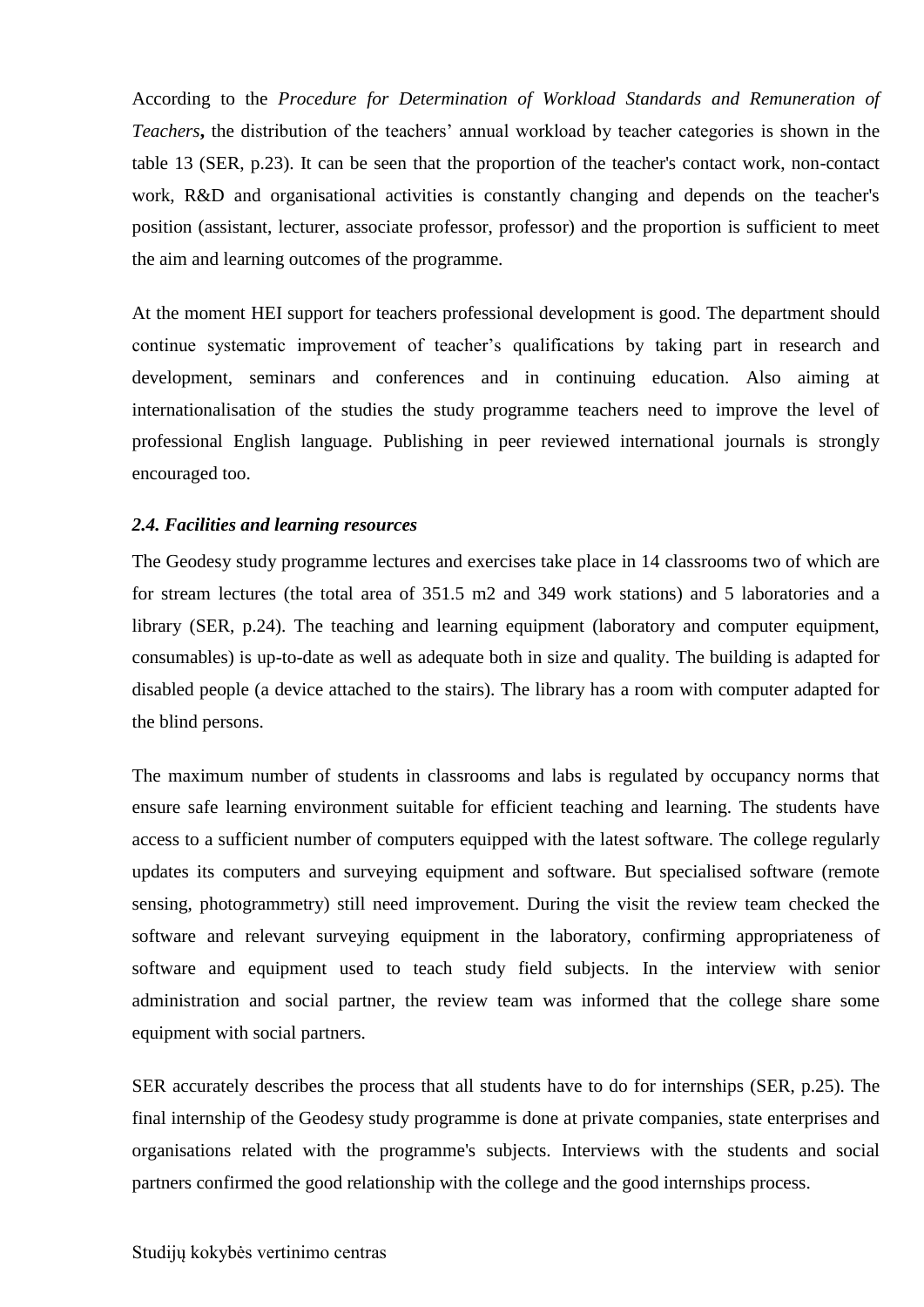According to the *Procedure for Determination of Workload Standards and Remuneration of Teachers***,** the distribution of the teachers' annual workload by teacher categories is shown in the table 13 (SER, p.23). It can be seen that the proportion of the teacher's contact work, non-contact work, R&D and organisational activities is constantly changing and depends on the teacher's position (assistant, lecturer, associate professor, professor) and the proportion is sufficient to meet the aim and learning outcomes of the programme.

At the moment HEI support for teachers professional development is good. The department should continue systematic improvement of teacher's qualifications by taking part in research and development, seminars and conferences and in continuing education. Also aiming at internationalisation of the studies the study programme teachers need to improve the level of professional English language. Publishing in peer reviewed international journals is strongly encouraged too.

### *2.4. Facilities and learning resources*

The Geodesy study programme lectures and exercises take place in 14 classrooms two of which are for stream lectures (the total area of 351.5 m2 and 349 work stations) and 5 laboratories and a library (SER, p.24). The teaching and learning equipment (laboratory and computer equipment, consumables) is up-to-date as well as adequate both in size and quality. The building is adapted for disabled people (a device attached to the stairs). The library has a room with computer adapted for the blind persons.

The maximum number of students in classrooms and labs is regulated by occupancy norms that ensure safe learning environment suitable for efficient teaching and learning. The students have access to a sufficient number of computers equipped with the latest software. The college regularly updates its computers and surveying equipment and software. But specialised software (remote sensing, photogrammetry) still need improvement. During the visit the review team checked the software and relevant surveying equipment in the laboratory, confirming appropriateness of software and equipment used to teach study field subjects. In the interview with senior administration and social partner, the review team was informed that the college share some equipment with social partners.

SER accurately describes the process that all students have to do for internships (SER, p.25). The final internship of the Geodesy study programme is done at private companies, state enterprises and organisations related with the programme's subjects. Interviews with the students and social partners confirmed the good relationship with the college and the good internships process.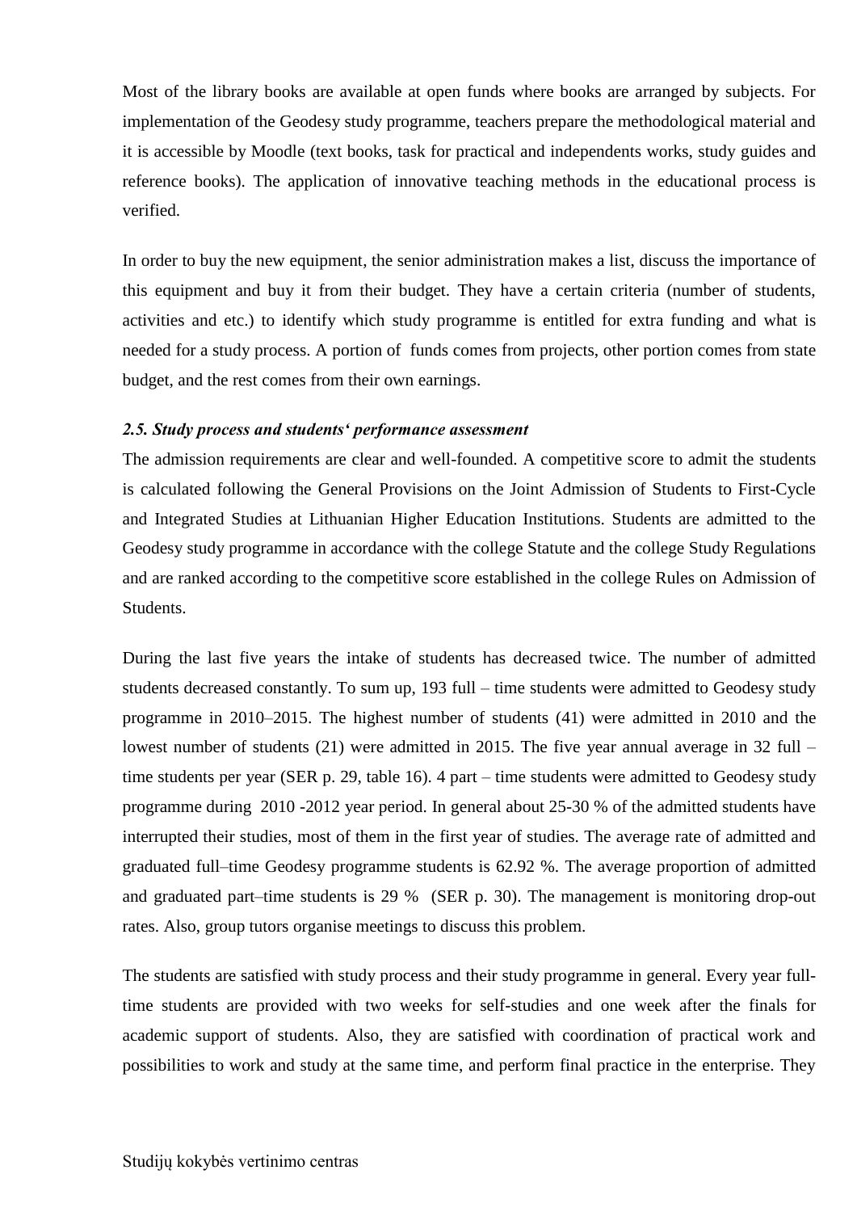Most of the library books are available at open funds where books are arranged by subjects. For implementation of the Geodesy study programme, teachers prepare the methodological material and it is accessible by Moodle (text books, task for practical and independents works, study guides and reference books). The application of innovative teaching methods in the educational process is verified.

In order to buy the new equipment, the senior administration makes a list, discuss the importance of this equipment and buy it from their budget. They have a certain criteria (number of students, activities and etc.) to identify which study programme is entitled for extra funding and what is needed for a study process. A portion of funds comes from projects, other portion comes from state budget, and the rest comes from their own earnings.

### *2.5. Study process and students' performance assessment*

The admission requirements are clear and well-founded. A competitive score to admit the students is calculated following the General Provisions on the Joint Admission of Students to First-Cycle and Integrated Studies at Lithuanian Higher Education Institutions. Students are admitted to the Geodesy study programme in accordance with the college Statute and the college Study Regulations and are ranked according to the competitive score established in the college Rules on Admission of Students.

During the last five years the intake of students has decreased twice. The number of admitted students decreased constantly. To sum up, 193 full – time students were admitted to Geodesy study programme in 2010–2015. The highest number of students (41) were admitted in 2010 and the lowest number of students (21) were admitted in 2015. The five year annual average in 32 full – time students per year (SER p. 29, table 16). 4 part – time students were admitted to Geodesy study programme during 2010 -2012 year period. In general about 25-30 % of the admitted students have interrupted their studies, most of them in the first year of studies. The average rate of admitted and graduated full–time Geodesy programme students is 62.92 %. The average proportion of admitted and graduated part–time students is 29 % (SER p. 30). The management is monitoring drop-out rates. Also, group tutors organise meetings to discuss this problem.

The students are satisfied with study process and their study programme in general. Every year full-time students are provided with two weeks for self-studies and one week after the finals for academic support of students. Also, they are satisfied with coordination of practical work and possibilities to work and study at the same time, and perform final practice in the enterprise. They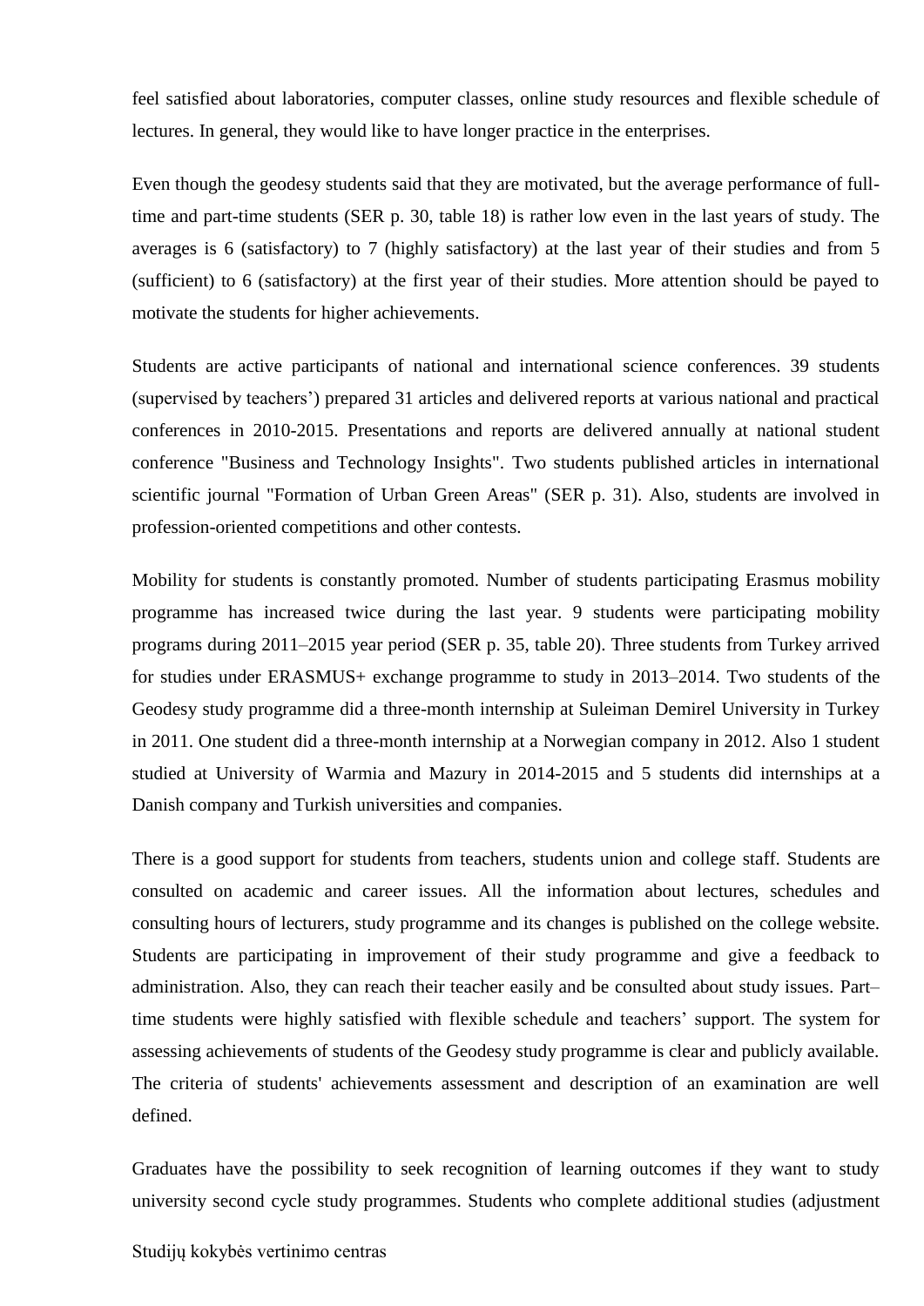feel satisfied about laboratories, computer classes, online study resources and flexible schedule of lectures. In general, they would like to have longer practice in the enterprises.

Even though the geodesy students said that they are motivated, but the average performance of full-time and part-time students (SER p. 30, table 18) is rather low even in the last years of study. The averages is 6 (satisfactory) to 7 (highly satisfactory) at the last year of their studies and from 5 (sufficient) to 6 (satisfactory) at the first year of their studies. More attention should be payed to motivate the students for higher achievements.

Students are active participants of national and international science conferences. 39 students (supervised by teachers') prepared 31 articles and delivered reports at various national and practical conferences in 2010-2015. Presentations and reports are delivered annually at national student conference "Business and Technology Insights". Two students published articles in international scientific journal "Formation of Urban Green Areas" (SER p. 31). Also, students are involved in profession-oriented competitions and other contests.

Mobility for students is constantly promoted. Number of students participating Erasmus mobility programme has increased twice during the last year. 9 students were participating mobility programs during 2011–2015 year period (SER p. 35, table 20). Three students from Turkey arrived for studies under ERASMUS+ exchange programme to study in 2013–2014. Two students of the Geodesy study programme did a three-month internship at Suleiman Demirel University in Turkey in 2011. One student did a three-month internship at a Norwegian company in 2012. Also 1 student studied at University of Warmia and Mazury in 2014-2015 and 5 students did internships at a Danish company and Turkish universities and companies.

There is a good support for students from teachers, students union and college staff. Students are consulted on academic and career issues. All the information about lectures, schedules and consulting hours of lecturers, study programme and its changes is published on the college website. Students are participating in improvement of their study programme and give a feedback to administration. Also, they can reach their teacher easily and be consulted about study issues. Part–time students were highly satisfied with flexible schedule and teachers' support. The system for assessing achievements of students of the Geodesy study programme is clear and publicly available. The criteria of students' achievements assessment and description of an examination are well defined.

Graduates have the possibility to seek recognition of learning outcomes if they want to study university second cycle study programmes. Students who complete additional studies (adjustment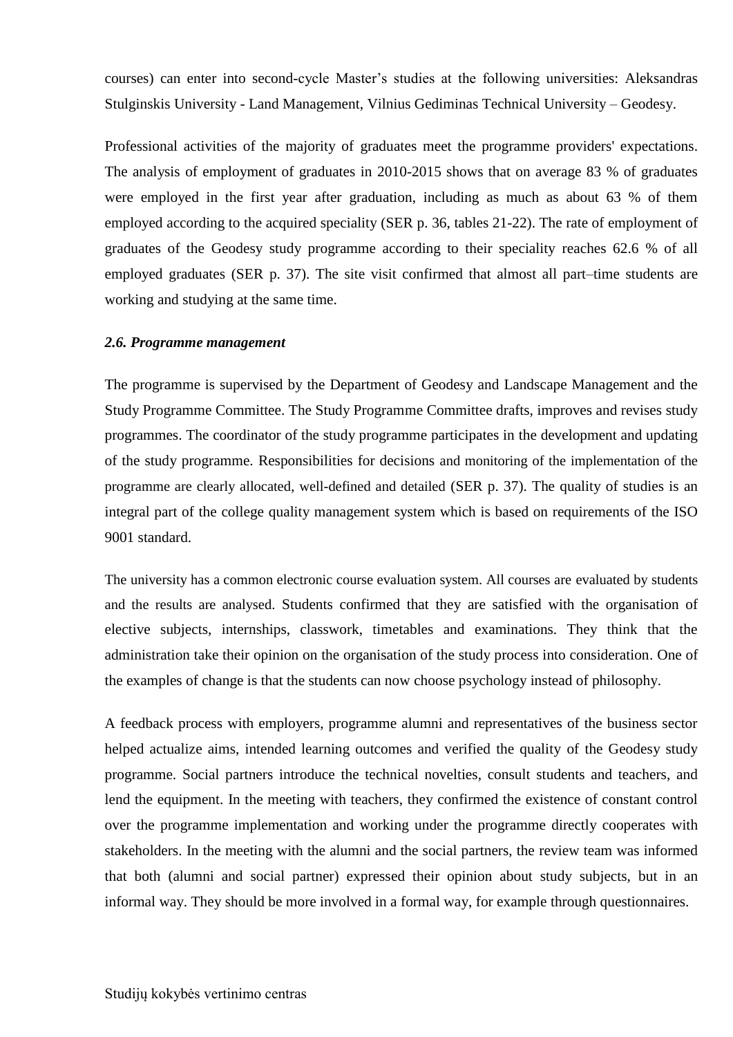courses) can enter into second-cycle Master's studies at the following universities: Aleksandras Stulginskis University - Land Management, Vilnius Gediminas Technical University – Geodesy.

Professional activities of the majority of graduates meet the programme providers' expectations. The analysis of employment of graduates in 2010-2015 shows that on average 83 % of graduates were employed in the first year after graduation, including as much as about 63 % of them employed according to the acquired speciality (SER p. 36, tables 21-22). The rate of employment of graduates of the Geodesy study programme according to their speciality reaches 62.6 % of all employed graduates (SER p. 37). The site visit confirmed that almost all part–time students are working and studying at the same time.

### *2.6. Programme management*

The programme is supervised by the Department of Geodesy and Landscape Management and the Study Programme Committee. The Study Programme Committee drafts, improves and revises study programmes. The coordinator of the study programme participates in the development and updating of the study programme. Responsibilities for decisions and monitoring of the implementation of the programme are clearly allocated, well-defined and detailed (SER p. 37). The quality of studies is an integral part of the college quality management system which is based on requirements of the ISO 9001 standard.

The university has a common electronic course evaluation system. All courses are evaluated by students and the results are analysed. Students confirmed that they are satisfied with the organisation of elective subjects, internships, classwork, timetables and examinations. They think that the administration take their opinion on the organisation of the study process into consideration. One of the examples of change is that the students can now choose psychology instead of philosophy.

A feedback process with employers, programme alumni and representatives of the business sector helped actualize aims, intended learning outcomes and verified the quality of the Geodesy study programme. Social partners introduce the technical novelties, consult students and teachers, and lend the equipment. In the meeting with teachers, they confirmed the existence of constant control over the programme implementation and working under the programme directly cooperates with stakeholders. In the meeting with the alumni and the social partners, the review team was informed that both (alumni and social partner) expressed their opinion about study subjects, but in an informal way. They should be more involved in a formal way, for example through questionnaires.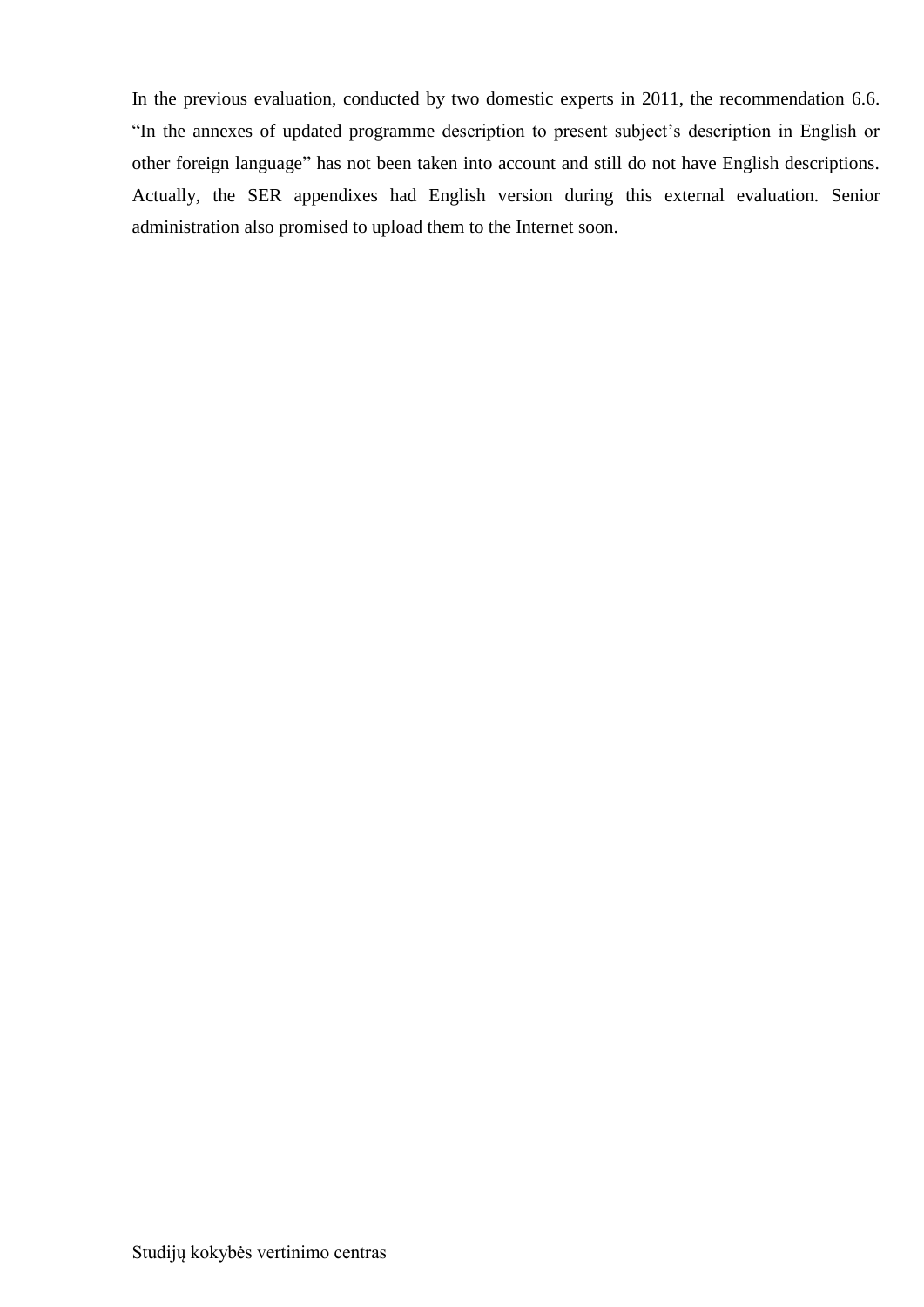In the previous evaluation, conducted by two domestic experts in 2011, the recommendation 6.6. “In the annexes of updated programme description to present subject’s description in English or other foreign language” has not been taken into account and still do not have English descriptions. Actually, the SER appendixes had English version during this external evaluation. Senior administration also promised to upload them to the Internet soon.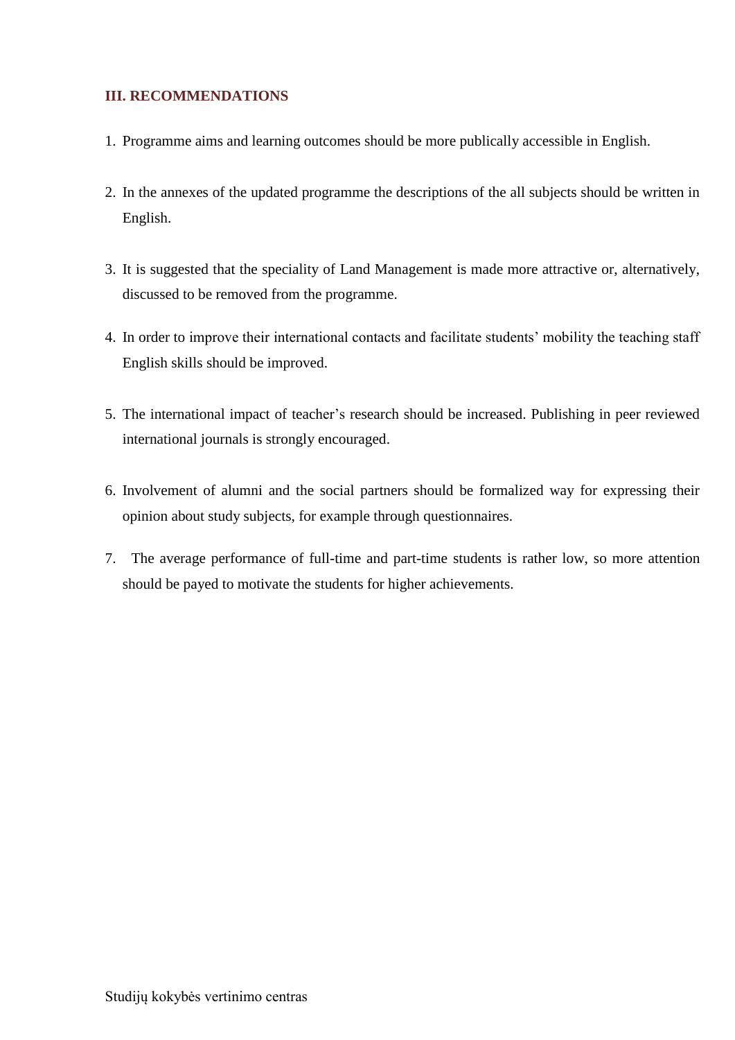## III. RECOMMENDATIONS

1. Programme aims and learning outcomes should be more publically accessible in English.

2. In the annexes of the updated programme the descriptions of the all subjects should be written in English.

3. It is suggested that the speciality of Land Management is made more attractive or, alternatively, discussed to be removed from the programme.

4. In order to improve their international contacts and facilitate students' mobility the teaching staff English skills should be improved.

5. The international impact of teacher's research should be increased. Publishing in peer reviewed international journals is strongly encouraged.

6. Involvement of alumni and the social partners should be formalized way for expressing their opinion about study subjects, for example through questionnaires.

7. The average performance of full-time and part-time students is rather low, so more attention should be payed to motivate the students for higher achievements.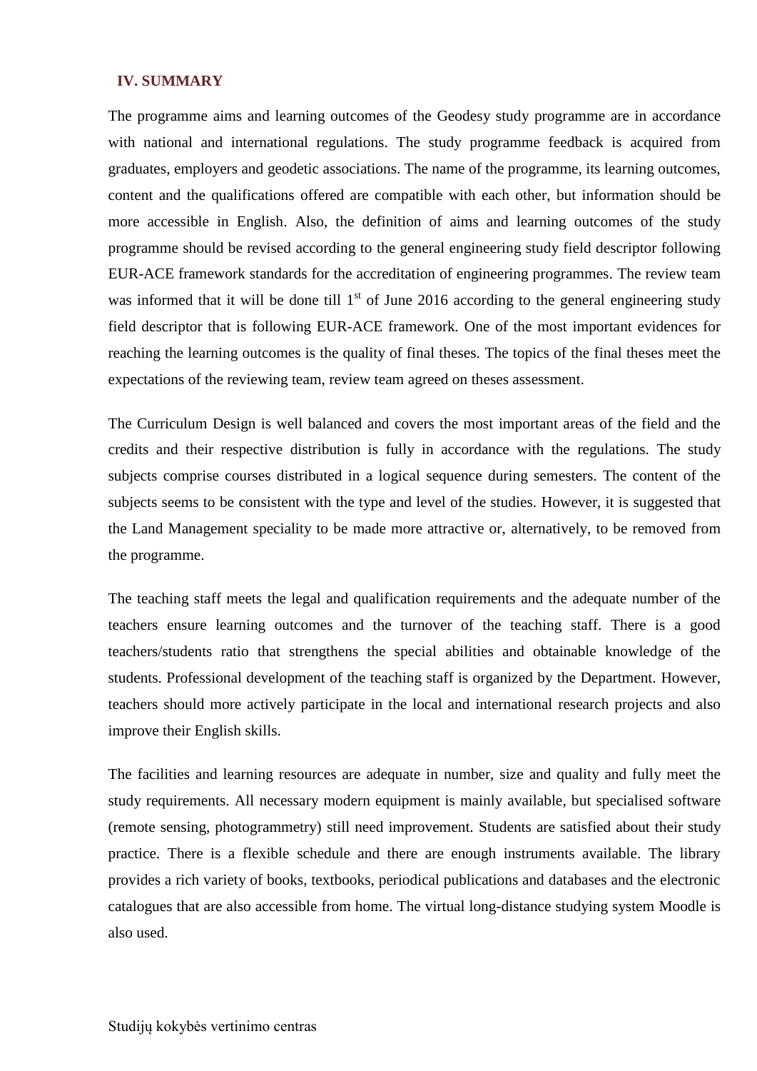## IV. SUMMARY

The programme aims and learning outcomes of the Geodesy study programme are in accordance with national and international regulations. The study programme feedback is acquired from graduates, employers and geodetic associations. The name of the programme, its learning outcomes, content and the qualifications offered are compatible with each other, but information should be more accessible in English. Also, the definition of aims and learning outcomes of the study programme should be revised according to the general engineering study field descriptor following EUR-ACE framework standards for the accreditation of engineering programmes. The review team was informed that it will be done till 1st of June 2016 according to the general engineering study field descriptor that is following EUR-ACE framework. One of the most important evidences for reaching the learning outcomes is the quality of final theses. The topics of the final theses meet the expectations of the reviewing team, review team agreed on theses assessment.

The Curriculum Design is well balanced and covers the most important areas of the field and the credits and their respective distribution is fully in accordance with the regulations. The study subjects comprise courses distributed in a logical sequence during semesters. The content of the subjects seems to be consistent with the type and level of the studies. However, it is suggested that the Land Management speciality to be made more attractive or, alternatively, to be removed from the programme.

The teaching staff meets the legal and qualification requirements and the adequate number of the teachers ensure learning outcomes and the turnover of the teaching staff. There is a good teachers/students ratio that strengthens the special abilities and obtainable knowledge of the students. Professional development of the teaching staff is organized by the Department. However, teachers should more actively participate in the local and international research projects and also improve their English skills.

The facilities and learning resources are adequate in number, size and quality and fully meet the study requirements. All necessary modern equipment is mainly available, but specialised software (remote sensing, photogrammetry) still need improvement. Students are satisfied about their study practice. There is a flexible schedule and there are enough instruments available. The library provides a rich variety of books, textbooks, periodical publications and databases and the electronic catalogues that are also accessible from home. The virtual long-distance studying system Moodle is also used.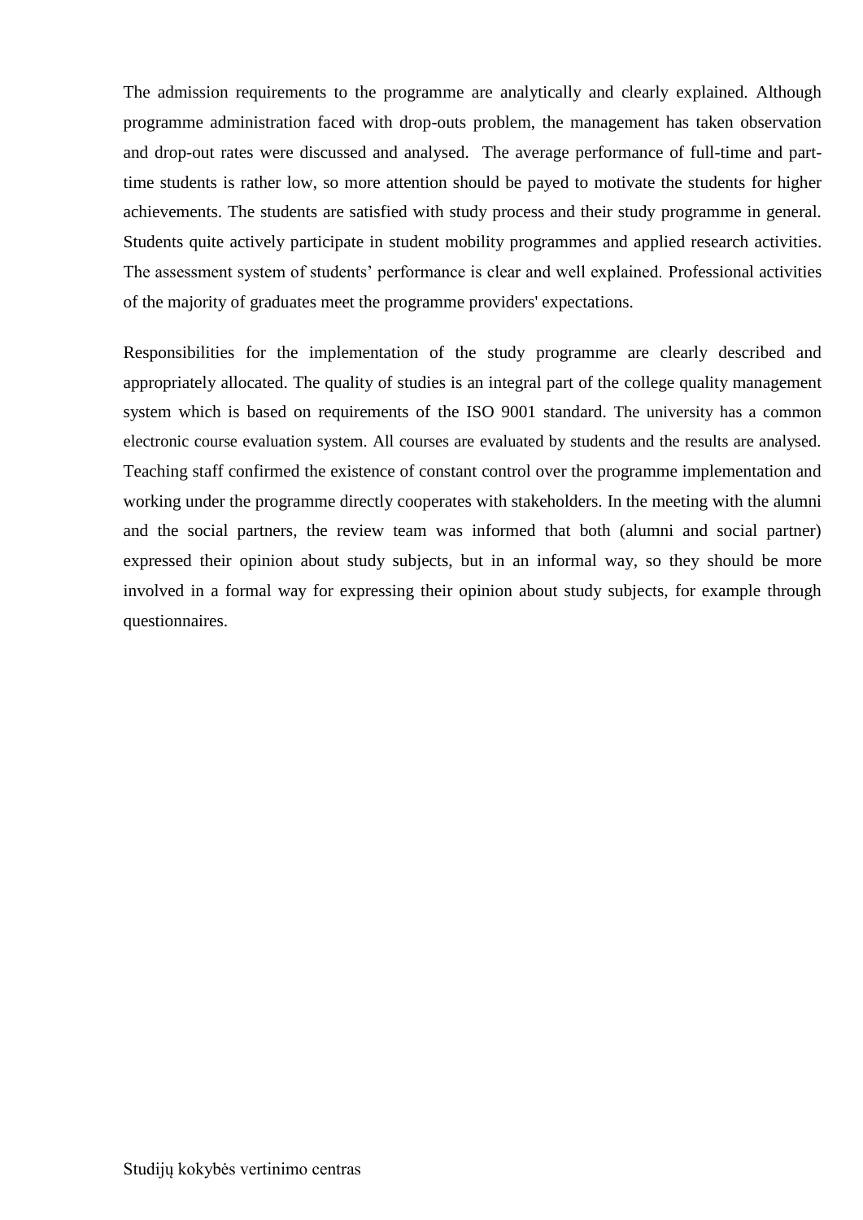The admission requirements to the programme are analytically and clearly explained. Although programme administration faced with drop-outs problem, the management has taken observation and drop-out rates were discussed and analysed. The average performance of full-time and part-time students is rather low, so more attention should be payed to motivate the students for higher achievements. The students are satisfied with study process and their study programme in general. Students quite actively participate in student mobility programmes and applied research activities. The assessment system of students' performance is clear and well explained. Professional activities of the majority of graduates meet the programme providers' expectations.

Responsibilities for the implementation of the study programme are clearly described and appropriately allocated. The quality of studies is an integral part of the college quality management system which is based on requirements of the ISO 9001 standard. The university has a common electronic course evaluation system. All courses are evaluated by students and the results are analysed. Teaching staff confirmed the existence of constant control over the programme implementation and working under the programme directly cooperates with stakeholders. In the meeting with the alumni and the social partners, the review team was informed that both (alumni and social partner) expressed their opinion about study subjects, but in an informal way, so they should be more involved in a formal way for expressing their opinion about study subjects, for example through questionnaires.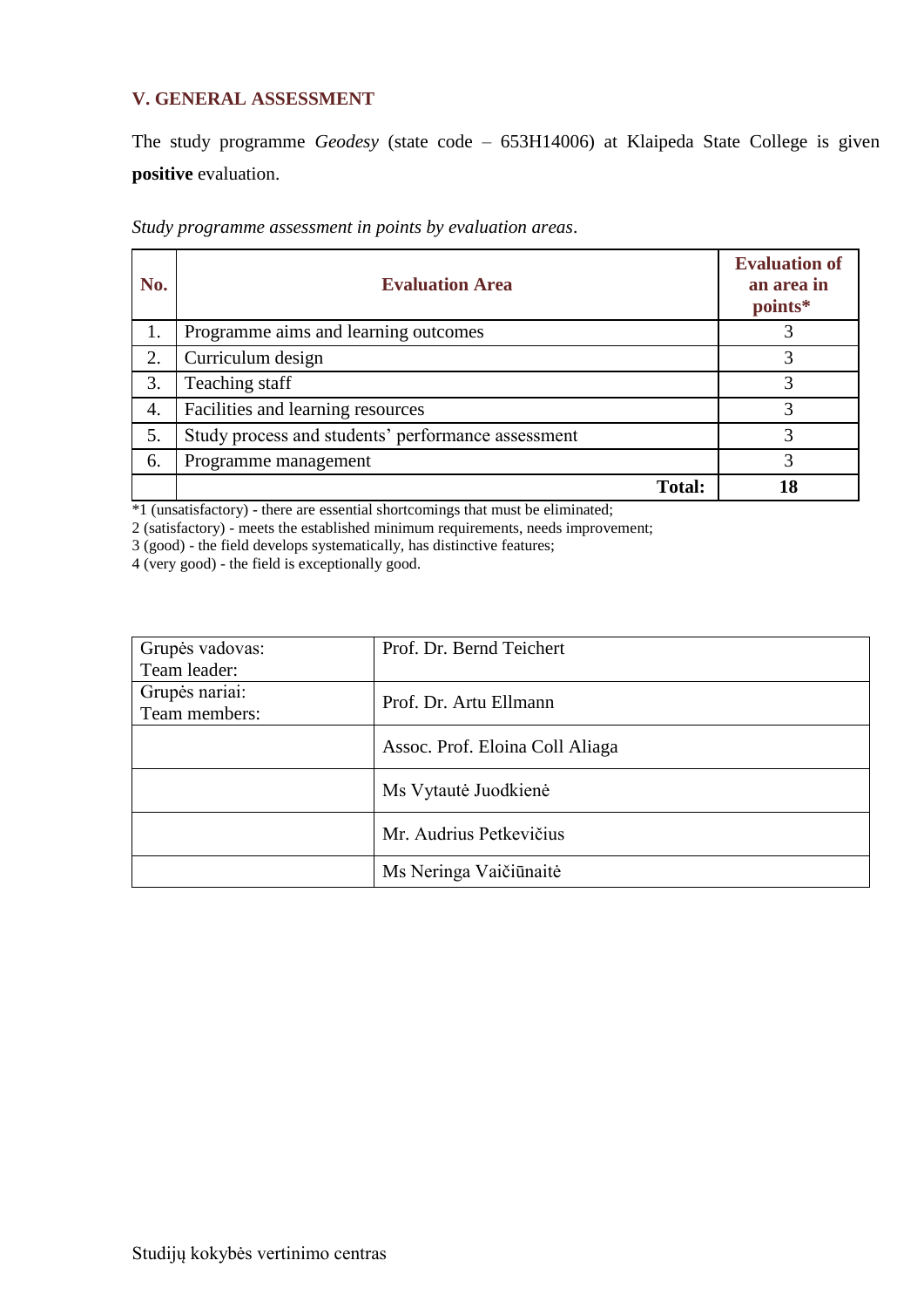## V. GENERAL ASSESSMENT

The study programme *Geodesy* (state code – 653H14006) at Klaipeda State College is given **positive** evaluation.

*Study programme assessment in points by evaluation areas*.

| No. | Evaluation Area | Evaluation of an area in points* |
|---|---|---|
| 1. | Programme aims and learning outcomes | 3 |
| 2. | Curriculum design | 3 |
| 3. | Teaching staff | 3 |
| 4. | Facilities and learning resources | 3 |
| 5. | Study process and students' performance assessment | 3 |
| 6. | Programme management | 3 |
| | **Total:** | **18** |

*1 (unsatisfactory) - there are essential shortcomings that must be eliminated;
2 (satisfactory) - meets the established minimum requirements, needs improvement;
3 (good) - the field develops systematically, has distinctive features;
4 (very good) - the field is exceptionally good.

| | |
|---|---|
| Grupės vadovas: Team leader: | Prof. Dr. Bernd Teichert |
| Grupės nariai: Team members: | Prof. Dr. Artu Ellmann |
| | Assoc. Prof. Eloina Coll Aliaga |
| | Ms Vytautė Juodkienė |
| | Mr. Audrius Petkevičius |
| | Ms Neringa Vaičiūnaitė |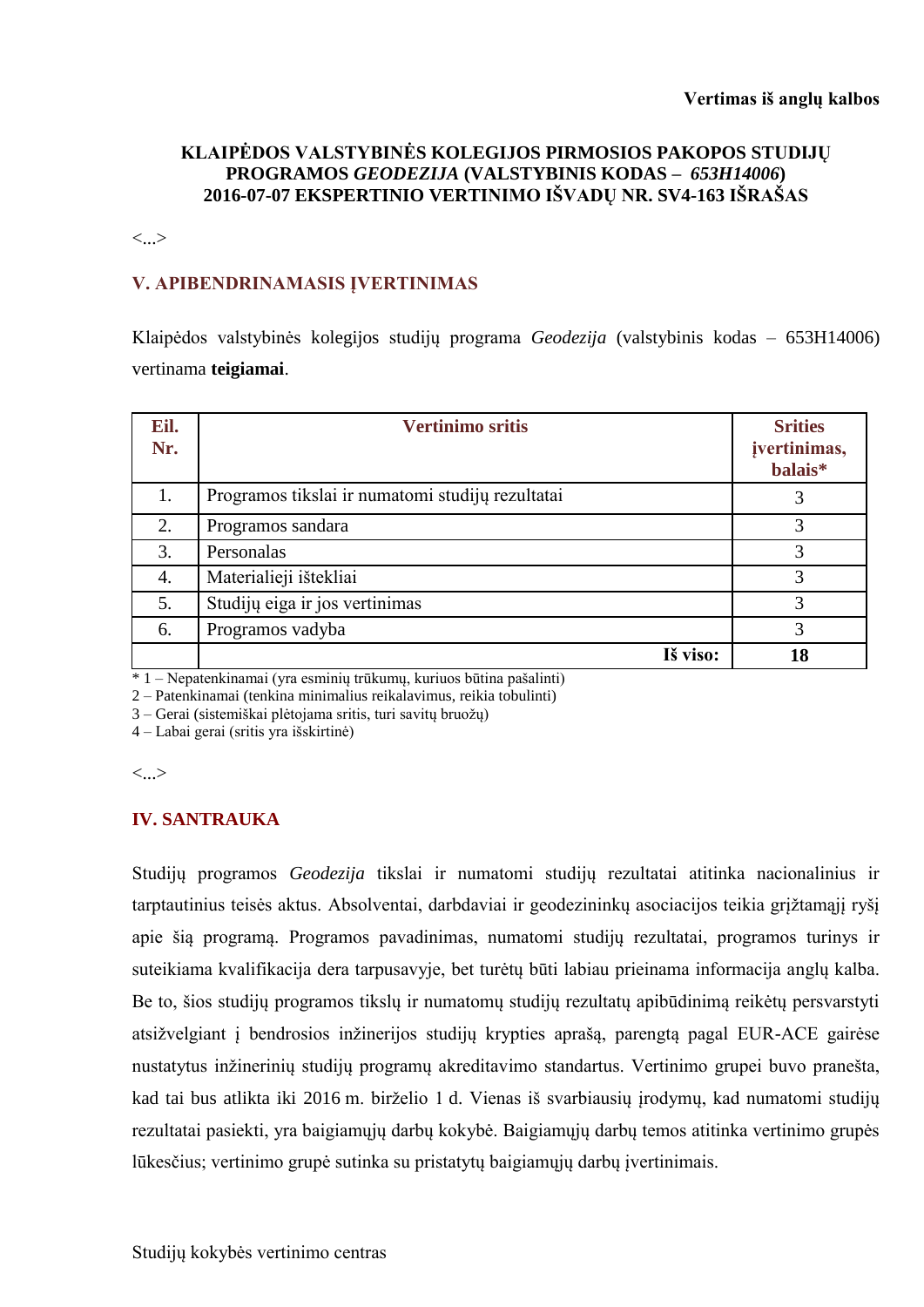**Vertimas iš anglų kalbos**

**KLAIPĖDOS VALSTYBINĖS KOLEGIJOS PIRMOSIOS PAKOPOS STUDIJŲ PROGRAMOS *GEODEZIJA* (VALSTYBINIS KODAS – *653H14006*) 2016-07-07 EKSPERTINIO VERTINIMO IŠVADŲ NR. SV4-163 IŠRAŠAS**

<...>

## V. APIBENDRINAMASIS ĮVERTINIMAS

Klaipėdos valstybinės kolegijos studijų programa *Geodezija* (valstybinis kodas – 653H14006) vertinama **teigiamai**.

| Eil. Nr. | Vertinimo sritis | Srities įvertinimas, balais* |
|---|---|---|
| 1. | Programos tikslai ir numatomi studijų rezultatai | 3 |
| 2. | Programos sandara | 3 |
| 3. | Personalas | 3 |
| 4. | Materialieji ištekliai | 3 |
| 5. | Studijų eiga ir jos vertinimas | 3 |
| 6. | Programos vadyba | 3 |
| | **Iš viso:** | **18** |

* 1 – Nepatenkinamai (yra esminių trūkumų, kuriuos būtina pašalinti)
2 – Patenkinamai (tenkina minimalius reikalavimus, reikia tobulinti)
3 – Gerai (sistemiškai plėtojama sritis, turi savitų bruožų)
4 – Labai gerai (sritis yra išskirtinė)

<...>

## IV. SANTRAUKA

Studijų programos *Geodezija* tikslai ir numatomi studijų rezultatai atitinka nacionalinius ir tarptautinius teisės aktus. Absolventai, darbdaviai ir geodezininkų asociacijos teikia grįžtamąjį ryšį apie šią programą. Programos pavadinimas, numatomi studijų rezultatai, programos turinys ir suteikiama kvalifikacija dera tarpusavyje, bet turėtų būti labiau prieinama informacija anglų kalba. Be to, šios studijų programos tikslų ir numatomų studijų rezultatų apibūdinimą reikėtų persvarstyti atsižvelgiant į bendrosios inžinerijos studijų krypties aprašą, parengtą pagal EUR-ACE gairėse nustatytus inžinerinių studijų programų akreditavimo standartus. Vertinimo grupei buvo pranešta, kad tai bus atlikta iki 2016 m. birželio 1 d. Vienas iš svarbiausių įrodymų, kad numatomi studijų rezultatai pasiekti, yra baigiamųjų darbų kokybė. Baigiamųjų darbų temos atitinka vertinimo grupės lūkesčius; vertinimo grupė sutinka su pristatytų baigiamųjų darbų įvertinimais.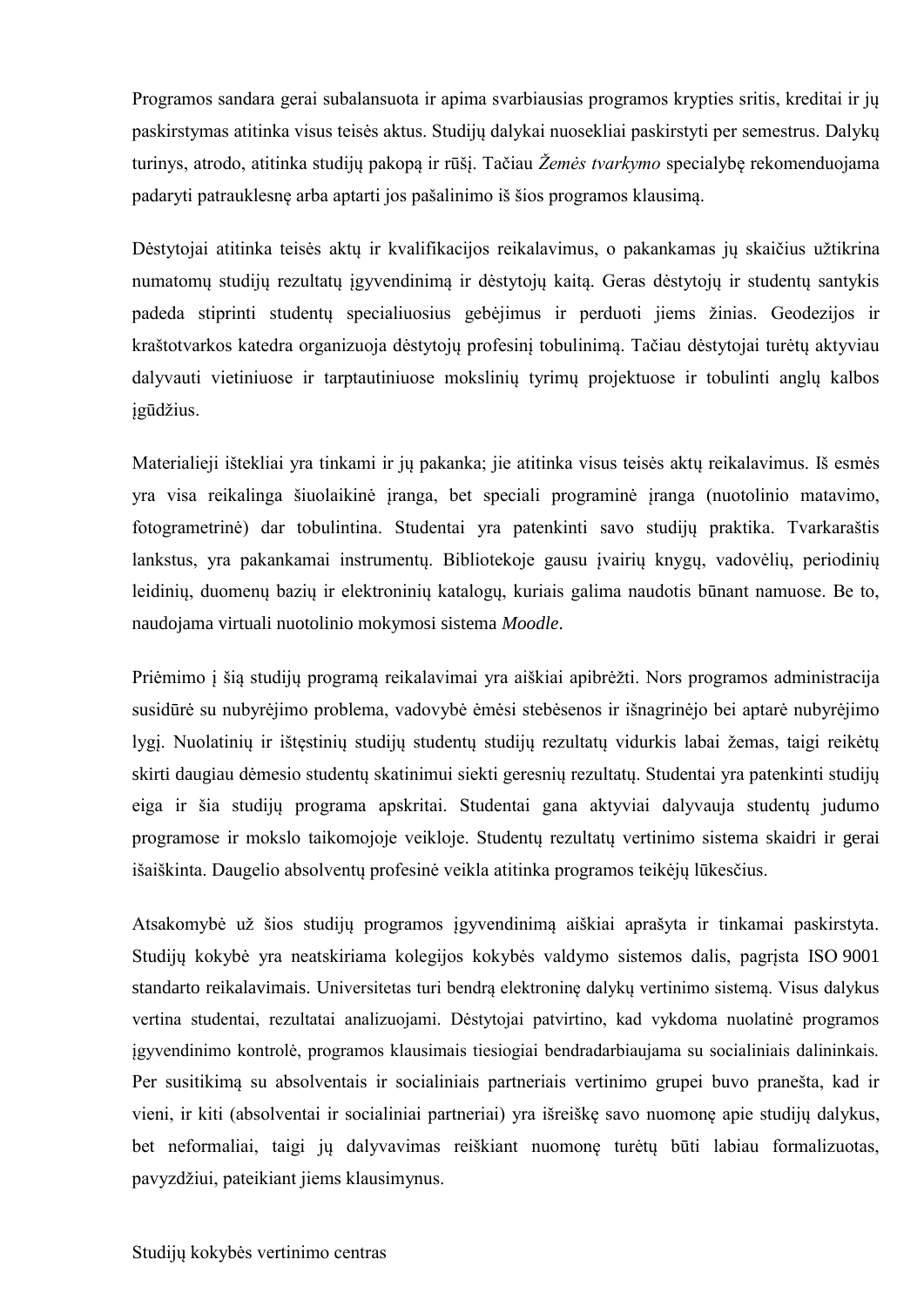Programos sandara gerai subalansuota ir apima svarbiausias programos krypties sritis, kreditai ir jų paskirstymas atitinka visus teisės aktus. Studijų dalykai nuosekliai paskirstyti per semestrus. Dalykų turinys, atrodo, atitinka studijų pakopą ir rūšį. Tačiau *Žemės tvarkymo* specialybę rekomenduojama padaryti patrauklesnę arba aptarti jos pašalinimo iš šios programos klausimą.

Dėstytojai atitinka teisės aktų ir kvalifikacijos reikalavimus, o pakankamas jų skaičius užtikrina numatomų studijų rezultatų įgyvendinimą ir dėstytojų kaitą. Geras dėstytojų ir studentų santykis padeda stiprinti studentų specialiuosius gebėjimus ir perduoti jiems žinias. Geodezijos ir kraštotvarkos katedra organizuoja dėstytojų profesinį tobulinimą. Tačiau dėstytojai turėtų aktyviau dalyvauti vietiniuose ir tarptautiniuose mokslinių tyrimų projektuose ir tobulinti anglų kalbos įgūdžius.

Materialieji ištekliai yra tinkami ir jų pakanka; jie atitinka visus teisės aktų reikalavimus. Iš esmės yra visa reikalinga šiuolaikinė įranga, bet speciali programinė įranga (nuotolinio matavimo, fotogrametrinė) dar tobulintina. Studentai yra patenkinti savo studijų praktika. Tvarkaraštis lankstus, yra pakankamai instrumentų. Bibliotekoje gausu įvairių knygų, vadovėlių, periodinių leidinių, duomenų bazių ir elektroninių katalogų, kuriais galima naudotis būnant namuose. Be to, naudojama virtuali nuotolinio mokymosi sistema *Moodle*.

Priėmimo į šią studijų programą reikalavimai yra aiškiai apibrėžti. Nors programos administracija susidūrė su nubyrėjimo problema, vadovybė ėmėsi stebėsenos ir išnagrinėjo bei aptarė nubyrėjimo lygį. Nuolatinių ir ištęstinių studijų studentų studijų rezultatų vidurkis labai žemas, taigi reikėtų skirti daugiau dėmesio studentų skatinimui siekti geresnių rezultatų. Studentai yra patenkinti studijų eiga ir šia studijų programa apskritai. Studentai gana aktyviai dalyvauja studentų judumo programose ir mokslo taikomojoje veikloje. Studentų rezultatų vertinimo sistema skaidri ir gerai išaiškinta. Daugelio absolventų profesinė veikla atitinka programos teikėjų lūkesčius.

Atsakomybė už šios studijų programos įgyvendinimą aiškiai aprašyta ir tinkamai paskirstyta. Studijų kokybė yra neatskiriama kolegijos kokybės valdymo sistemos dalis, pagrįsta ISO 9001 standarto reikalavimais. Universitetas turi bendrą elektroninę dalykų vertinimo sistemą. Visus dalykus vertina studentai, rezultatai analizuojami. Dėstytojai patvirtino, kad vykdoma nuolatinė programos įgyvendinimo kontrolė, programos klausimais tiesiogiai bendradarbiaujama su socialiniais dalininkais. Per susitikimą su absolventais ir socialiniais partneriais vertinimo grupei buvo pranešta, kad ir vieni, ir kiti (absolventai ir socialiniai partneriai) yra išreiškę savo nuomonę apie studijų dalykus, bet neformaliai, taigi jų dalyvavimas reiškiant nuomonę turėtų būti labiau formalizuotas, pavyzdžiui, pateikiant jiems klausimynus.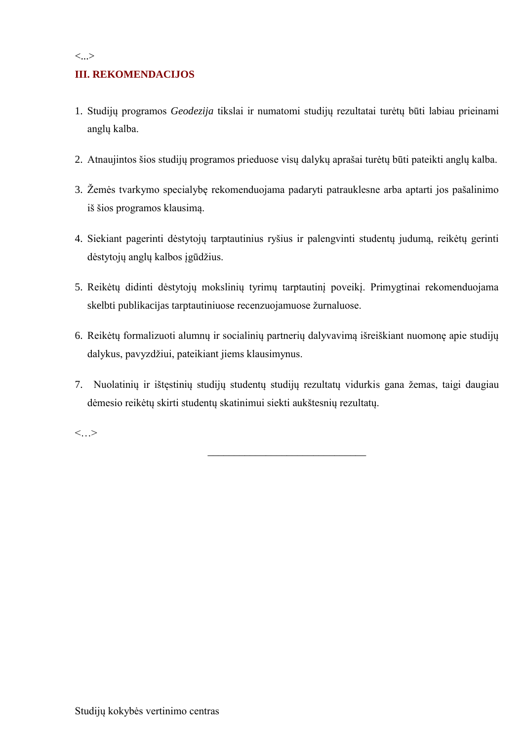<...>

## III. REKOMENDACIJOS

1. Studijų programos *Geodezija* tikslai ir numatomi studijų rezultatai turėtų būti labiau prieinami anglų kalba.

2. Atnaujintos šios studijų programos prieduose visų dalykų aprašai turėtų būti pateikti anglų kalba.

3. Žemės tvarkymo specialybę rekomenduojama padaryti patrauklesne arba aptarti jos pašalinimo iš šios programos klausimą.

4. Siekiant pagerinti dėstytojų tarptautinius ryšius ir palengvinti studentų judumą, reikėtų gerinti dėstytojų anglų kalbos įgūdžius.

5. Reikėtų didinti dėstytojų mokslinių tyrimų tarptautinį poveikį. Primygtinai rekomenduojama skelbti publikacijas tarptautiniuose recenzuojamuose žurnaluose.

6. Reikėtų formalizuoti alumnų ir socialinių partnerių dalyvavimą išreiškiant nuomonę apie studijų dalykus, pavyzdžiui, pateikiant jiems klausimynus.

7. Nuolatinių ir ištęstinių studijų studentų studijų rezultatų vidurkis gana žemas, taigi daugiau dėmesio reikėtų skirti studentų skatinimui siekti aukštesnių rezultatų.

<…>

______________________________